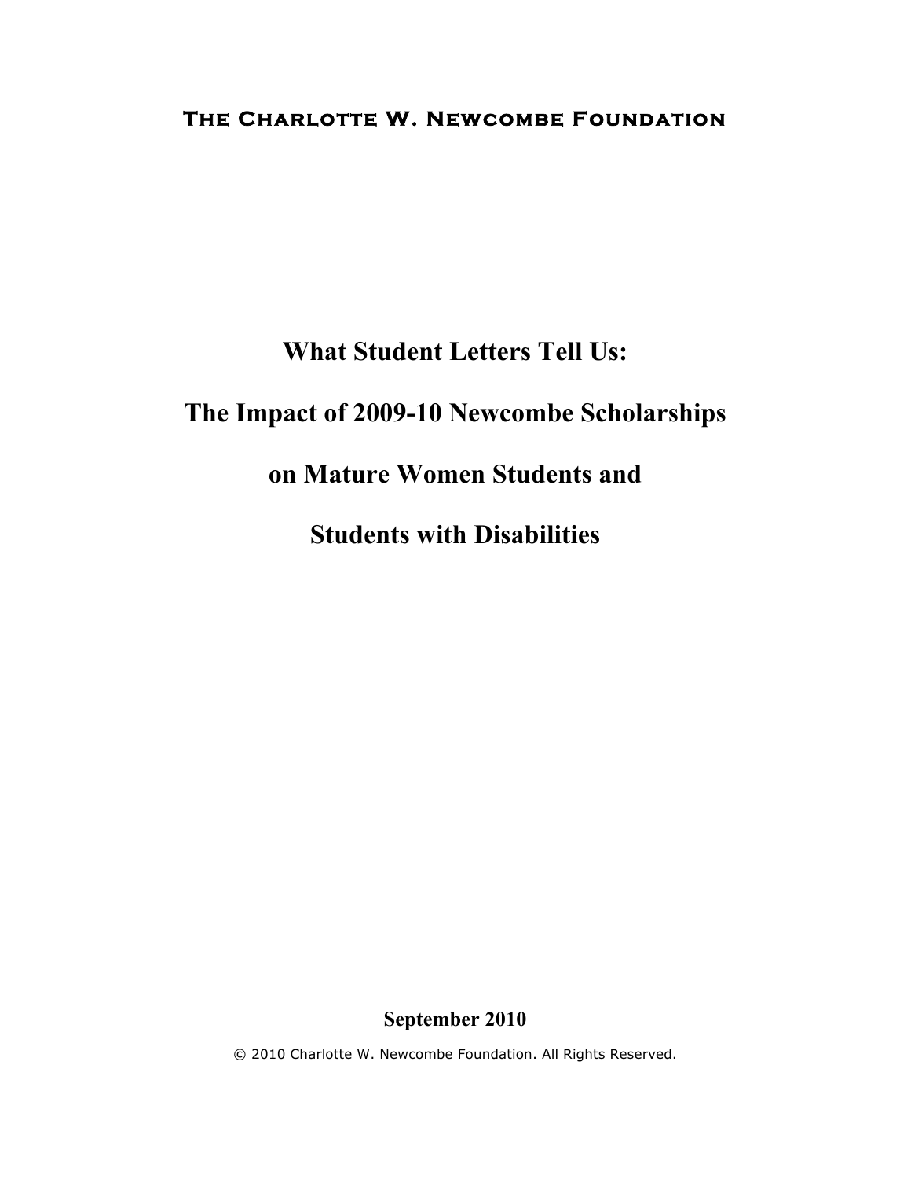**The Charlotte W. Newcombe Foundation**

# What Student Letters Tell Us:

# The Impact of 2009-10 Newcombe Scholarships

# on Mature Women Students and

# Students with Disabilities

**September 2010**

© 2010 Charlotte W. Newcombe Foundation. All Rights Reserved.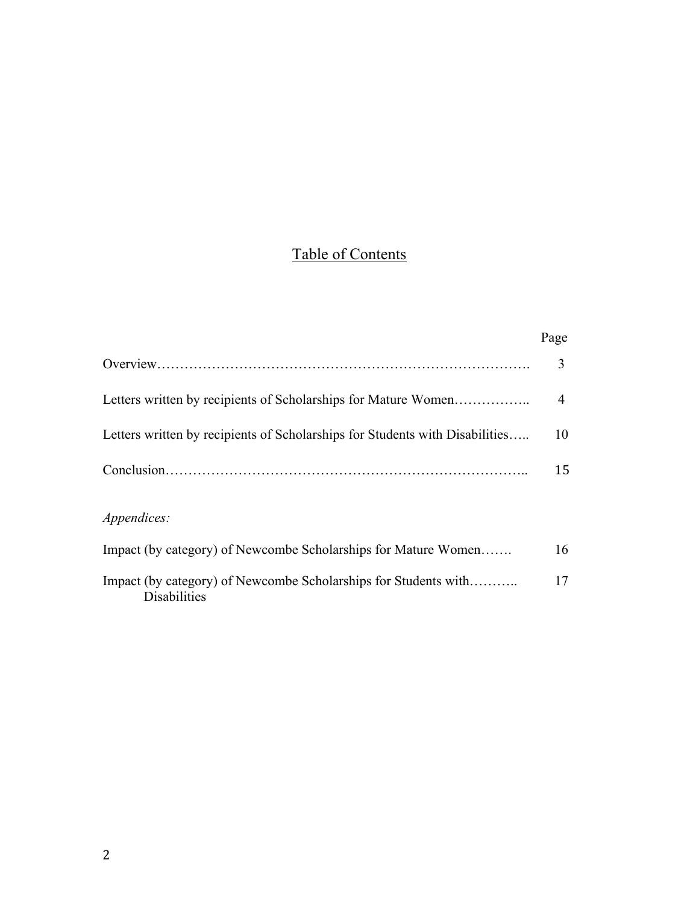# Table of Contents

| | Page |
|---|---|
| Overview……………………………………………………………………. | 3 |
| Letters written by recipients of Scholarships for Mature Women…………….. | 4 |
| Letters written by recipients of Scholarships for Students with Disabilities….. | 10 |
| Conclusion………………………………………………………………….. | 15 |

*Appendices:*

| | |
|---|---|
| Impact (by category) of Newcombe Scholarships for Mature Women……. | 16 |
| Impact (by category) of Newcombe Scholarships for Students with……….. Disabilities | 17 |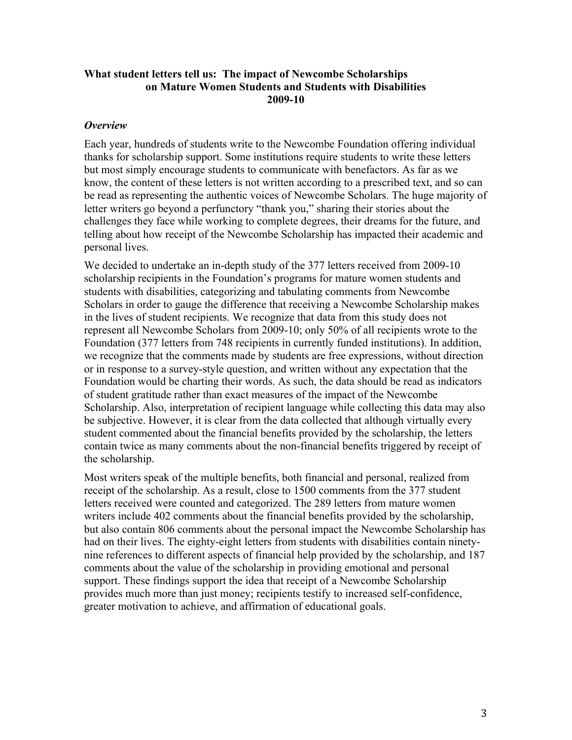**What student letters tell us: The impact of Newcombe Scholarships on Mature Women Students and Students with Disabilities 2009-10**

### *Overview*

Each year, hundreds of students write to the Newcombe Foundation offering individual thanks for scholarship support. Some institutions require students to write these letters but most simply encourage students to communicate with benefactors. As far as we know, the content of these letters is not written according to a prescribed text, and so can be read as representing the authentic voices of Newcombe Scholars. The huge majority of letter writers go beyond a perfunctory "thank you," sharing their stories about the challenges they face while working to complete degrees, their dreams for the future, and telling about how receipt of the Newcombe Scholarship has impacted their academic and personal lives.

We decided to undertake an in-depth study of the 377 letters received from 2009-10 scholarship recipients in the Foundation's programs for mature women students and students with disabilities, categorizing and tabulating comments from Newcombe Scholars in order to gauge the difference that receiving a Newcombe Scholarship makes in the lives of student recipients. We recognize that data from this study does not represent all Newcombe Scholars from 2009-10; only 50% of all recipients wrote to the Foundation (377 letters from 748 recipients in currently funded institutions). In addition, we recognize that the comments made by students are free expressions, without direction or in response to a survey-style question, and written without any expectation that the Foundation would be charting their words. As such, the data should be read as indicators of student gratitude rather than exact measures of the impact of the Newcombe Scholarship. Also, interpretation of recipient language while collecting this data may also be subjective. However, it is clear from the data collected that although virtually every student commented about the financial benefits provided by the scholarship, the letters contain twice as many comments about the non-financial benefits triggered by receipt of the scholarship.

Most writers speak of the multiple benefits, both financial and personal, realized from receipt of the scholarship. As a result, close to 1500 comments from the 377 student letters received were counted and categorized. The 289 letters from mature women writers include 402 comments about the financial benefits provided by the scholarship, but also contain 806 comments about the personal impact the Newcombe Scholarship has had on their lives. The eighty-eight letters from students with disabilities contain ninety-nine references to different aspects of financial help provided by the scholarship, and 187 comments about the value of the scholarship in providing emotional and personal support. These findings support the idea that receipt of a Newcombe Scholarship provides much more than just money; recipients testify to increased self-confidence, greater motivation to achieve, and affirmation of educational goals.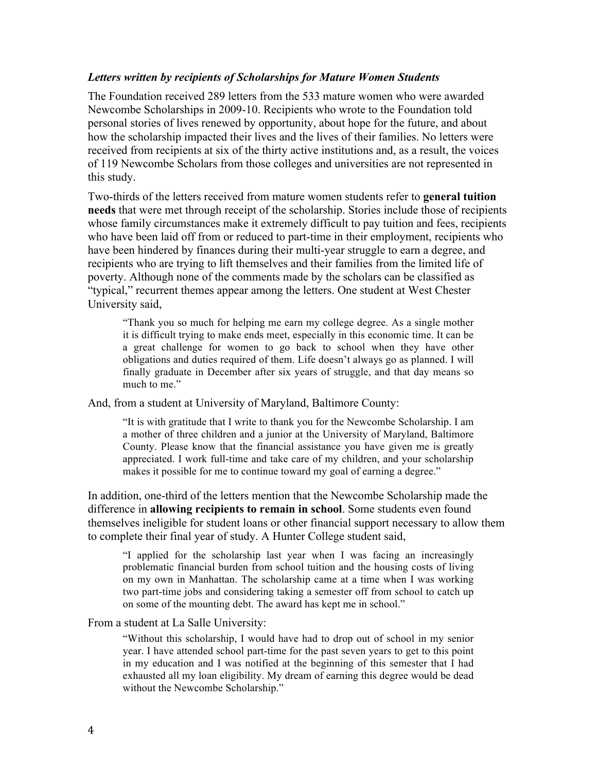### *Letters written by recipients of Scholarships for Mature Women Students*

The Foundation received 289 letters from the 533 mature women who were awarded Newcombe Scholarships in 2009-10. Recipients who wrote to the Foundation told personal stories of lives renewed by opportunity, about hope for the future, and about how the scholarship impacted their lives and the lives of their families. No letters were received from recipients at six of the thirty active institutions and, as a result, the voices of 119 Newcombe Scholars from those colleges and universities are not represented in this study.

Two-thirds of the letters received from mature women students refer to **general tuition needs** that were met through receipt of the scholarship. Stories include those of recipients whose family circumstances make it extremely difficult to pay tuition and fees, recipients who have been laid off from or reduced to part-time in their employment, recipients who have been hindered by finances during their multi-year struggle to earn a degree, and recipients who are trying to lift themselves and their families from the limited life of poverty. Although none of the comments made by the scholars can be classified as "typical," recurrent themes appear among the letters. One student at West Chester University said,

> "Thank you so much for helping me earn my college degree. As a single mother it is difficult trying to make ends meet, especially in this economic time. It can be a great challenge for women to go back to school when they have other obligations and duties required of them. Life doesn't always go as planned. I will finally graduate in December after six years of struggle, and that day means so much to me."

And, from a student at University of Maryland, Baltimore County:

> "It is with gratitude that I write to thank you for the Newcombe Scholarship. I am a mother of three children and a junior at the University of Maryland, Baltimore County. Please know that the financial assistance you have given me is greatly appreciated. I work full-time and take care of my children, and your scholarship makes it possible for me to continue toward my goal of earning a degree."

In addition, one-third of the letters mention that the Newcombe Scholarship made the difference in **allowing recipients to remain in school**. Some students even found themselves ineligible for student loans or other financial support necessary to allow them to complete their final year of study. A Hunter College student said,

> "I applied for the scholarship last year when I was facing an increasingly problematic financial burden from school tuition and the housing costs of living on my own in Manhattan. The scholarship came at a time when I was working two part-time jobs and considering taking a semester off from school to catch up on some of the mounting debt. The award has kept me in school."

From a student at La Salle University:

> "Without this scholarship, I would have had to drop out of school in my senior year. I have attended school part-time for the past seven years to get to this point in my education and I was notified at the beginning of this semester that I had exhausted all my loan eligibility. My dream of earning this degree would be dead without the Newcombe Scholarship."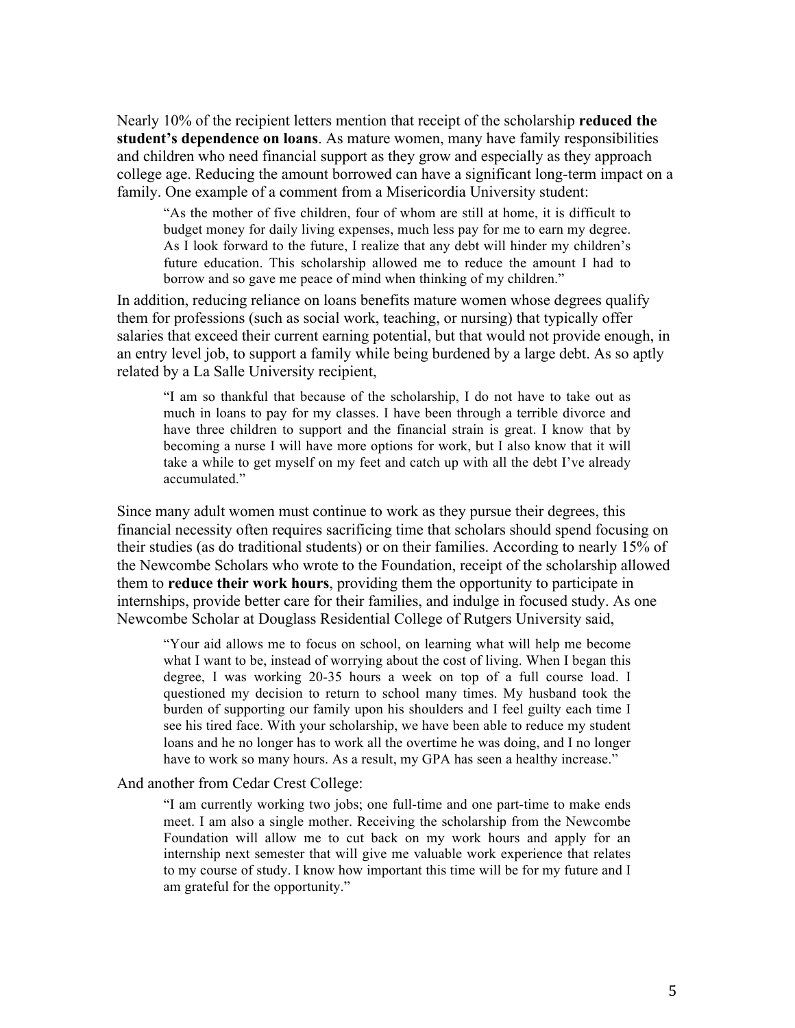Nearly 10% of the recipient letters mention that receipt of the scholarship **reduced the student's dependence on loans**. As mature women, many have family responsibilities and children who need financial support as they grow and especially as they approach college age. Reducing the amount borrowed can have a significant long-term impact on a family. One example of a comment from a Misericordia University student:

> "As the mother of five children, four of whom are still at home, it is difficult to budget money for daily living expenses, much less pay for me to earn my degree. As I look forward to the future, I realize that any debt will hinder my children's future education. This scholarship allowed me to reduce the amount I had to borrow and so gave me peace of mind when thinking of my children."

In addition, reducing reliance on loans benefits mature women whose degrees qualify them for professions (such as social work, teaching, or nursing) that typically offer salaries that exceed their current earning potential, but that would not provide enough, in an entry level job, to support a family while being burdened by a large debt. As so aptly related by a La Salle University recipient,

> "I am so thankful that because of the scholarship, I do not have to take out as much in loans to pay for my classes. I have been through a terrible divorce and have three children to support and the financial strain is great. I know that by becoming a nurse I will have more options for work, but I also know that it will take a while to get myself on my feet and catch up with all the debt I've already accumulated."

Since many adult women must continue to work as they pursue their degrees, this financial necessity often requires sacrificing time that scholars should spend focusing on their studies (as do traditional students) or on their families. According to nearly 15% of the Newcombe Scholars who wrote to the Foundation, receipt of the scholarship allowed them to **reduce their work hours**, providing them the opportunity to participate in internships, provide better care for their families, and indulge in focused study. As one Newcombe Scholar at Douglass Residential College of Rutgers University said,

> "Your aid allows me to focus on school, on learning what will help me become what I want to be, instead of worrying about the cost of living. When I began this degree, I was working 20-35 hours a week on top of a full course load. I questioned my decision to return to school many times. My husband took the burden of supporting our family upon his shoulders and I feel guilty each time I see his tired face. With your scholarship, we have been able to reduce my student loans and he no longer has to work all the overtime he was doing, and I no longer have to work so many hours. As a result, my GPA has seen a healthy increase."

And another from Cedar Crest College:

> "I am currently working two jobs; one full-time and one part-time to make ends meet. I am also a single mother. Receiving the scholarship from the Newcombe Foundation will allow me to cut back on my work hours and apply for an internship next semester that will give me valuable work experience that relates to my course of study. I know how important this time will be for my future and I am grateful for the opportunity."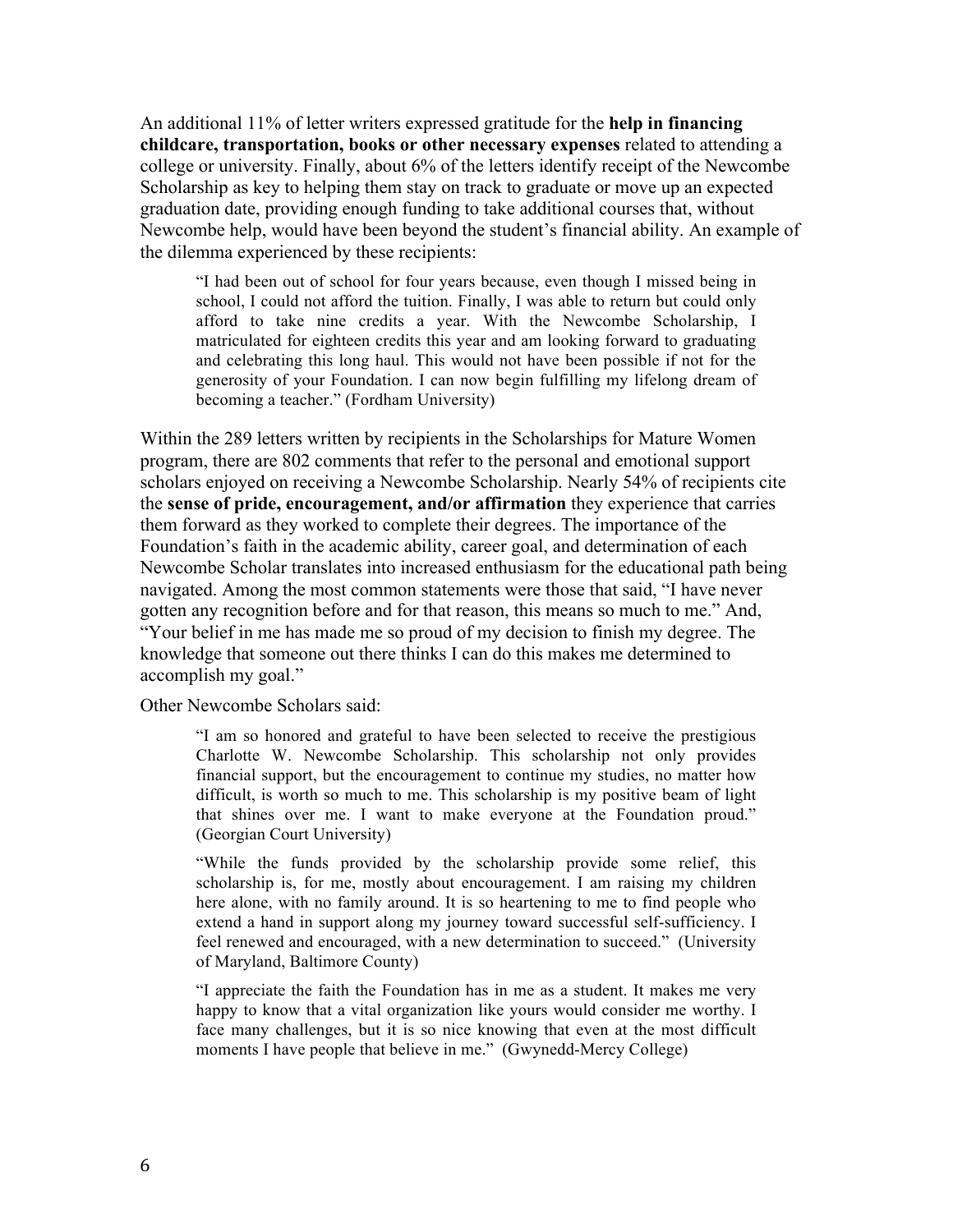An additional 11% of letter writers expressed gratitude for the **help in financing childcare, transportation, books or other necessary expenses** related to attending a college or university. Finally, about 6% of the letters identify receipt of the Newcombe Scholarship as key to helping them stay on track to graduate or move up an expected graduation date, providing enough funding to take additional courses that, without Newcombe help, would have been beyond the student's financial ability. An example of the dilemma experienced by these recipients:

> "I had been out of school for four years because, even though I missed being in school, I could not afford the tuition. Finally, I was able to return but could only afford to take nine credits a year. With the Newcombe Scholarship, I matriculated for eighteen credits this year and am looking forward to graduating and celebrating this long haul. This would not have been possible if not for the generosity of your Foundation. I can now begin fulfilling my lifelong dream of becoming a teacher." (Fordham University)

Within the 289 letters written by recipients in the Scholarships for Mature Women program, there are 802 comments that refer to the personal and emotional support scholars enjoyed on receiving a Newcombe Scholarship. Nearly 54% of recipients cite the **sense of pride, encouragement, and/or affirmation** they experience that carries them forward as they worked to complete their degrees. The importance of the Foundation's faith in the academic ability, career goal, and determination of each Newcombe Scholar translates into increased enthusiasm for the educational path being navigated. Among the most common statements were those that said, "I have never gotten any recognition before and for that reason, this means so much to me." And, "Your belief in me has made me so proud of my decision to finish my degree. The knowledge that someone out there thinks I can do this makes me determined to accomplish my goal."

Other Newcombe Scholars said:

> "I am so honored and grateful to have been selected to receive the prestigious Charlotte W. Newcombe Scholarship. This scholarship not only provides financial support, but the encouragement to continue my studies, no matter how difficult, is worth so much to me. This scholarship is my positive beam of light that shines over me. I want to make everyone at the Foundation proud." (Georgian Court University)

> "While the funds provided by the scholarship provide some relief, this scholarship is, for me, mostly about encouragement. I am raising my children here alone, with no family around. It is so heartening to me to find people who extend a hand in support along my journey toward successful self-sufficiency. I feel renewed and encouraged, with a new determination to succeed." (University of Maryland, Baltimore County)

> "I appreciate the faith the Foundation has in me as a student. It makes me very happy to know that a vital organization like yours would consider me worthy. I face many challenges, but it is so nice knowing that even at the most difficult moments I have people that believe in me." (Gwynedd-Mercy College)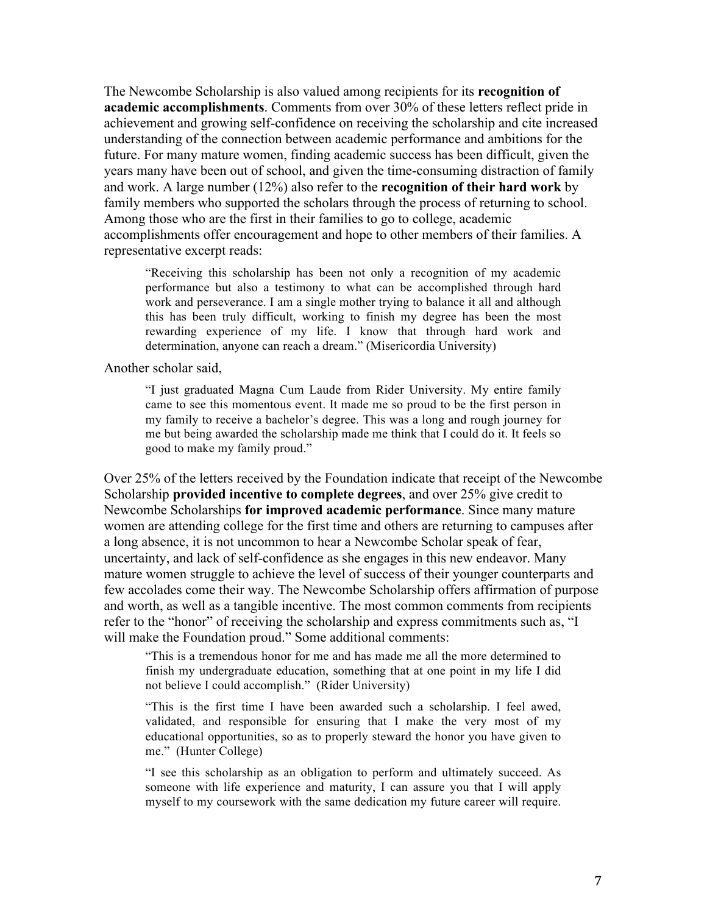The Newcombe Scholarship is also valued among recipients for its **recognition of academic accomplishments**. Comments from over 30% of these letters reflect pride in achievement and growing self-confidence on receiving the scholarship and cite increased understanding of the connection between academic performance and ambitions for the future. For many mature women, finding academic success has been difficult, given the years many have been out of school, and given the time-consuming distraction of family and work. A large number (12%) also refer to the **recognition of their hard work** by family members who supported the scholars through the process of returning to school. Among those who are the first in their families to go to college, academic accomplishments offer encouragement and hope to other members of their families. A representative excerpt reads:

> "Receiving this scholarship has been not only a recognition of my academic performance but also a testimony to what can be accomplished through hard work and perseverance. I am a single mother trying to balance it all and although this has been truly difficult, working to finish my degree has been the most rewarding experience of my life. I know that through hard work and determination, anyone can reach a dream." (Misericordia University)

Another scholar said,

> "I just graduated Magna Cum Laude from Rider University. My entire family came to see this momentous event. It made me so proud to be the first person in my family to receive a bachelor's degree. This was a long and rough journey for me but being awarded the scholarship made me think that I could do it. It feels so good to make my family proud."

Over 25% of the letters received by the Foundation indicate that receipt of the Newcombe Scholarship **provided incentive to complete degrees**, and over 25% give credit to Newcombe Scholarships **for improved academic performance**. Since many mature women are attending college for the first time and others are returning to campuses after a long absence, it is not uncommon to hear a Newcombe Scholar speak of fear, uncertainty, and lack of self-confidence as she engages in this new endeavor. Many mature women struggle to achieve the level of success of their younger counterparts and few accolades come their way. The Newcombe Scholarship offers affirmation of purpose and worth, as well as a tangible incentive. The most common comments from recipients refer to the "honor" of receiving the scholarship and express commitments such as, "I will make the Foundation proud." Some additional comments:

> "This is a tremendous honor for me and has made me all the more determined to finish my undergraduate education, something that at one point in my life I did not believe I could accomplish." (Rider University)

> "This is the first time I have been awarded such a scholarship. I feel awed, validated, and responsible for ensuring that I make the very most of my educational opportunities, so as to properly steward the honor you have given to me." (Hunter College)

> "I see this scholarship as an obligation to perform and ultimately succeed. As someone with life experience and maturity, I can assure you that I will apply myself to my coursework with the same dedication my future career will require.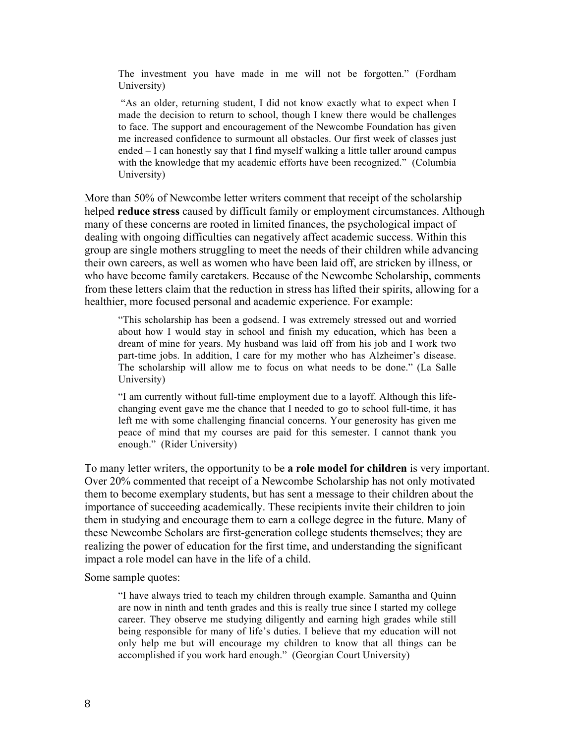> The investment you have made in me will not be forgotten." (Fordham University)

> "As an older, returning student, I did not know exactly what to expect when I made the decision to return to school, though I knew there would be challenges to face. The support and encouragement of the Newcombe Foundation has given me increased confidence to surmount all obstacles. Our first week of classes just ended – I can honestly say that I find myself walking a little taller around campus with the knowledge that my academic efforts have been recognized." (Columbia University)

More than 50% of Newcombe letter writers comment that receipt of the scholarship helped **reduce stress** caused by difficult family or employment circumstances. Although many of these concerns are rooted in limited finances, the psychological impact of dealing with ongoing difficulties can negatively affect academic success. Within this group are single mothers struggling to meet the needs of their children while advancing their own careers, as well as women who have been laid off, are stricken by illness, or who have become family caretakers. Because of the Newcombe Scholarship, comments from these letters claim that the reduction in stress has lifted their spirits, allowing for a healthier, more focused personal and academic experience. For example:

> "This scholarship has been a godsend. I was extremely stressed out and worried about how I would stay in school and finish my education, which has been a dream of mine for years. My husband was laid off from his job and I work two part-time jobs. In addition, I care for my mother who has Alzheimer's disease. The scholarship will allow me to focus on what needs to be done." (La Salle University)

> "I am currently without full-time employment due to a layoff. Although this life-changing event gave me the chance that I needed to go to school full-time, it has left me with some challenging financial concerns. Your generosity has given me peace of mind that my courses are paid for this semester. I cannot thank you enough." (Rider University)

To many letter writers, the opportunity to be **a role model for children** is very important. Over 20% commented that receipt of a Newcombe Scholarship has not only motivated them to become exemplary students, but has sent a message to their children about the importance of succeeding academically. These recipients invite their children to join them in studying and encourage them to earn a college degree in the future. Many of these Newcombe Scholars are first-generation college students themselves; they are realizing the power of education for the first time, and understanding the significant impact a role model can have in the life of a child.

Some sample quotes:

> "I have always tried to teach my children through example. Samantha and Quinn are now in ninth and tenth grades and this is really true since I started my college career. They observe me studying diligently and earning high grades while still being responsible for many of life's duties. I believe that my education will not only help me but will encourage my children to know that all things can be accomplished if you work hard enough." (Georgian Court University)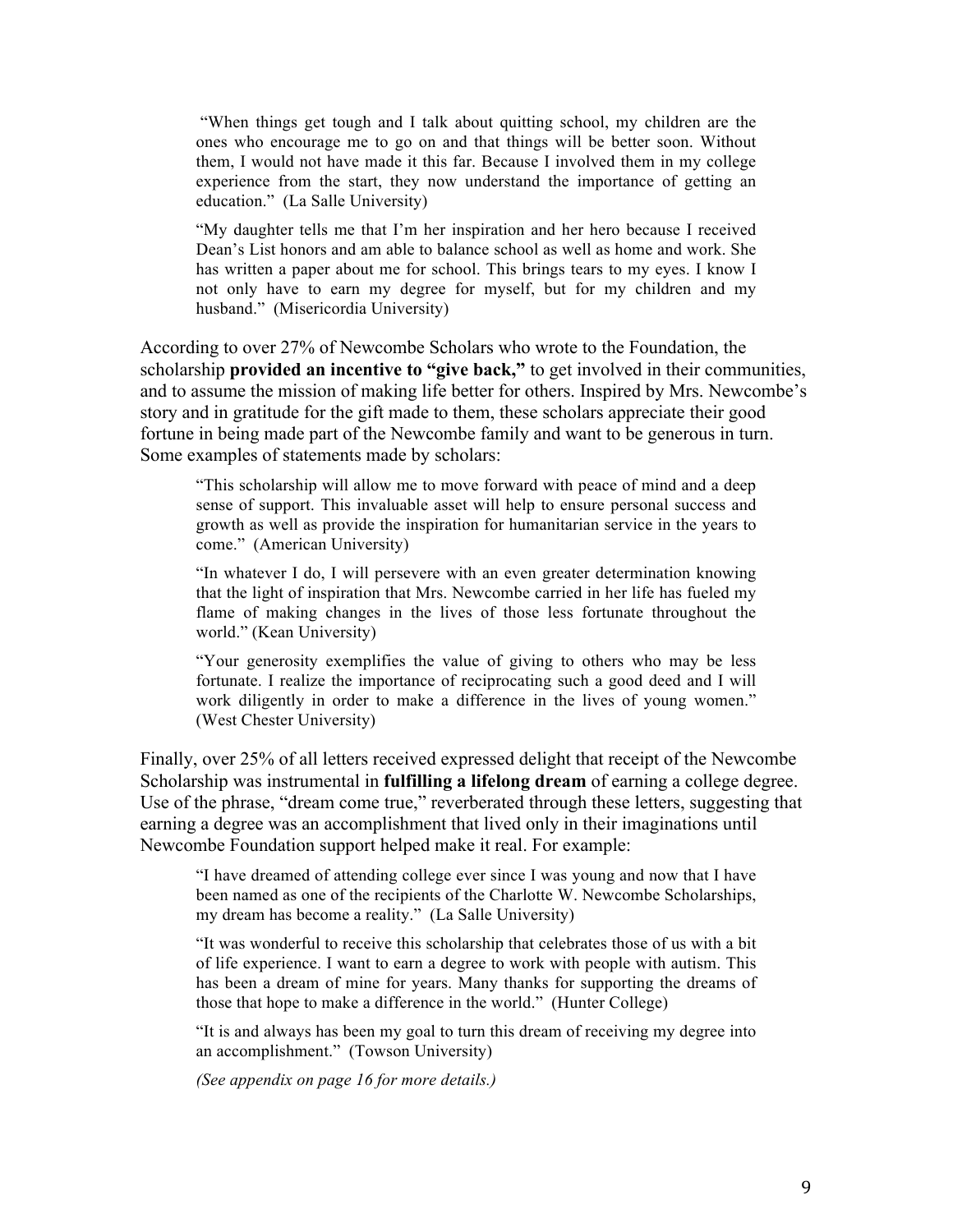> "When things get tough and I talk about quitting school, my children are the ones who encourage me to go on and that things will be better soon. Without them, I would not have made it this far. Because I involved them in my college experience from the start, they now understand the importance of getting an education." (La Salle University)

> "My daughter tells me that I'm her inspiration and her hero because I received Dean's List honors and am able to balance school as well as home and work. She has written a paper about me for school. This brings tears to my eyes. I know I not only have to earn my degree for myself, but for my children and my husband." (Misericordia University)

According to over 27% of Newcombe Scholars who wrote to the Foundation, the scholarship **provided an incentive to "give back,"** to get involved in their communities, and to assume the mission of making life better for others. Inspired by Mrs. Newcombe's story and in gratitude for the gift made to them, these scholars appreciate their good fortune in being made part of the Newcombe family and want to be generous in turn. Some examples of statements made by scholars:

> "This scholarship will allow me to move forward with peace of mind and a deep sense of support. This invaluable asset will help to ensure personal success and growth as well as provide the inspiration for humanitarian service in the years to come." (American University)

> "In whatever I do, I will persevere with an even greater determination knowing that the light of inspiration that Mrs. Newcombe carried in her life has fueled my flame of making changes in the lives of those less fortunate throughout the world." (Kean University)

> "Your generosity exemplifies the value of giving to others who may be less fortunate. I realize the importance of reciprocating such a good deed and I will work diligently in order to make a difference in the lives of young women." (West Chester University)

Finally, over 25% of all letters received expressed delight that receipt of the Newcombe Scholarship was instrumental in **fulfilling a lifelong dream** of earning a college degree. Use of the phrase, "dream come true," reverberated through these letters, suggesting that earning a degree was an accomplishment that lived only in their imaginations until Newcombe Foundation support helped make it real. For example:

> "I have dreamed of attending college ever since I was young and now that I have been named as one of the recipients of the Charlotte W. Newcombe Scholarships, my dream has become a reality." (La Salle University)

> "It was wonderful to receive this scholarship that celebrates those of us with a bit of life experience. I want to earn a degree to work with people with autism. This has been a dream of mine for years. Many thanks for supporting the dreams of those that hope to make a difference in the world." (Hunter College)

> "It is and always has been my goal to turn this dream of receiving my degree into an accomplishment." (Towson University)

*(See appendix on page 16 for more details.)*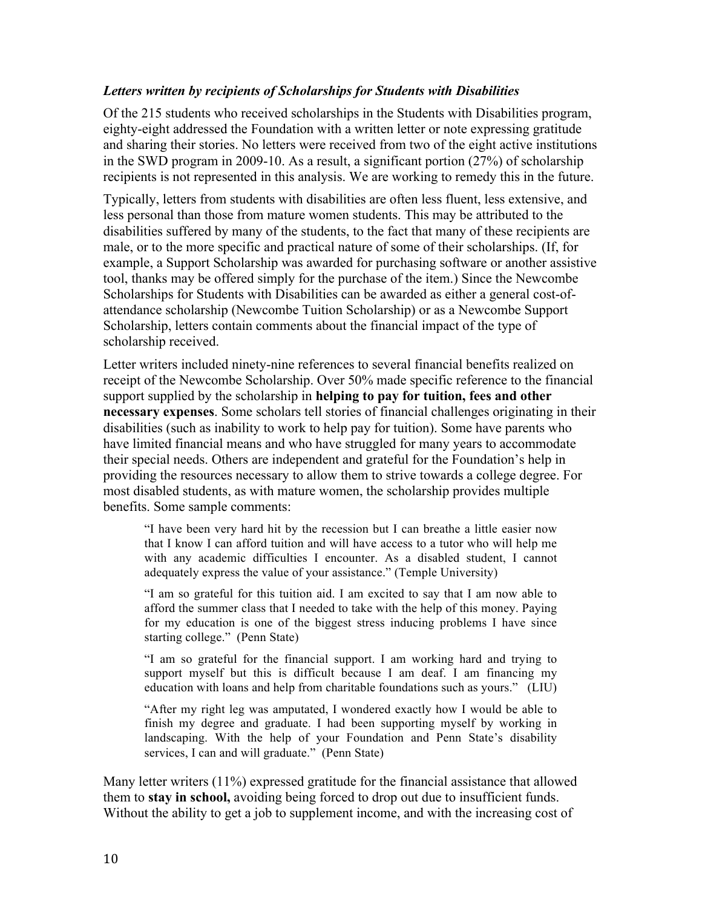***Letters written by recipients of Scholarships for Students with Disabilities***

Of the 215 students who received scholarships in the Students with Disabilities program, eighty-eight addressed the Foundation with a written letter or note expressing gratitude and sharing their stories. No letters were received from two of the eight active institutions in the SWD program in 2009-10. As a result, a significant portion (27%) of scholarship recipients is not represented in this analysis. We are working to remedy this in the future.

Typically, letters from students with disabilities are often less fluent, less extensive, and less personal than those from mature women students. This may be attributed to the disabilities suffered by many of the students, to the fact that many of these recipients are male, or to the more specific and practical nature of some of their scholarships. (If, for example, a Support Scholarship was awarded for purchasing software or another assistive tool, thanks may be offered simply for the purchase of the item.) Since the Newcombe Scholarships for Students with Disabilities can be awarded as either a general cost-of-attendance scholarship (Newcombe Tuition Scholarship) or as a Newcombe Support Scholarship, letters contain comments about the financial impact of the type of scholarship received.

Letter writers included ninety-nine references to several financial benefits realized on receipt of the Newcombe Scholarship. Over 50% made specific reference to the financial support supplied by the scholarship in **helping to pay for tuition, fees and other necessary expenses**. Some scholars tell stories of financial challenges originating in their disabilities (such as inability to work to help pay for tuition). Some have parents who have limited financial means and who have struggled for many years to accommodate their special needs. Others are independent and grateful for the Foundation's help in providing the resources necessary to allow them to strive towards a college degree. For most disabled students, as with mature women, the scholarship provides multiple benefits. Some sample comments:

> "I have been very hard hit by the recession but I can breathe a little easier now that I know I can afford tuition and will have access to a tutor who will help me with any academic difficulties I encounter. As a disabled student, I cannot adequately express the value of your assistance." (Temple University)
>
> "I am so grateful for this tuition aid. I am excited to say that I am now able to afford the summer class that I needed to take with the help of this money. Paying for my education is one of the biggest stress inducing problems I have since starting college." (Penn State)
>
> "I am so grateful for the financial support. I am working hard and trying to support myself but this is difficult because I am deaf. I am financing my education with loans and help from charitable foundations such as yours." (LIU)
>
> "After my right leg was amputated, I wondered exactly how I would be able to finish my degree and graduate. I had been supporting myself by working in landscaping. With the help of your Foundation and Penn State's disability services, I can and will graduate." (Penn State)

Many letter writers (11%) expressed gratitude for the financial assistance that allowed them to **stay in school,** avoiding being forced to drop out due to insufficient funds. Without the ability to get a job to supplement income, and with the increasing cost of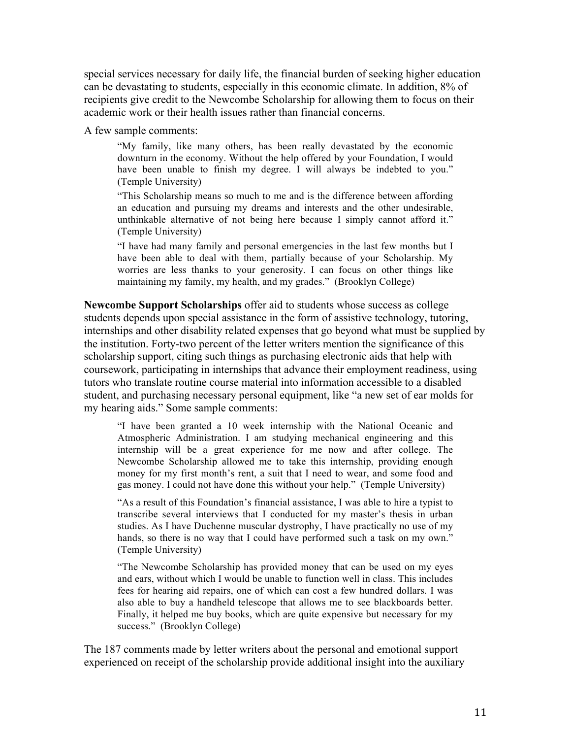special services necessary for daily life, the financial burden of seeking higher education can be devastating to students, especially in this economic climate. In addition, 8% of recipients give credit to the Newcombe Scholarship for allowing them to focus on their academic work or their health issues rather than financial concerns.

A few sample comments:

> "My family, like many others, has been really devastated by the economic downturn in the economy. Without the help offered by your Foundation, I would have been unable to finish my degree. I will always be indebted to you." (Temple University)
>
> "This Scholarship means so much to me and is the difference between affording an education and pursuing my dreams and interests and the other undesirable, unthinkable alternative of not being here because I simply cannot afford it." (Temple University)
>
> "I have had many family and personal emergencies in the last few months but I have been able to deal with them, partially because of your Scholarship. My worries are less thanks to your generosity. I can focus on other things like maintaining my family, my health, and my grades." (Brooklyn College)

**Newcombe Support Scholarships** offer aid to students whose success as college students depends upon special assistance in the form of assistive technology, tutoring, internships and other disability related expenses that go beyond what must be supplied by the institution. Forty-two percent of the letter writers mention the significance of this scholarship support, citing such things as purchasing electronic aids that help with coursework, participating in internships that advance their employment readiness, using tutors who translate routine course material into information accessible to a disabled student, and purchasing necessary personal equipment, like "a new set of ear molds for my hearing aids." Some sample comments:

> "I have been granted a 10 week internship with the National Oceanic and Atmospheric Administration. I am studying mechanical engineering and this internship will be a great experience for me now and after college. The Newcombe Scholarship allowed me to take this internship, providing enough money for my first month's rent, a suit that I need to wear, and some food and gas money. I could not have done this without your help." (Temple University)
>
> "As a result of this Foundation's financial assistance, I was able to hire a typist to transcribe several interviews that I conducted for my master's thesis in urban studies. As I have Duchenne muscular dystrophy, I have practically no use of my hands, so there is no way that I could have performed such a task on my own." (Temple University)
>
> "The Newcombe Scholarship has provided money that can be used on my eyes and ears, without which I would be unable to function well in class. This includes fees for hearing aid repairs, one of which can cost a few hundred dollars. I was also able to buy a handheld telescope that allows me to see blackboards better. Finally, it helped me buy books, which are quite expensive but necessary for my success." (Brooklyn College)

The 187 comments made by letter writers about the personal and emotional support experienced on receipt of the scholarship provide additional insight into the auxiliary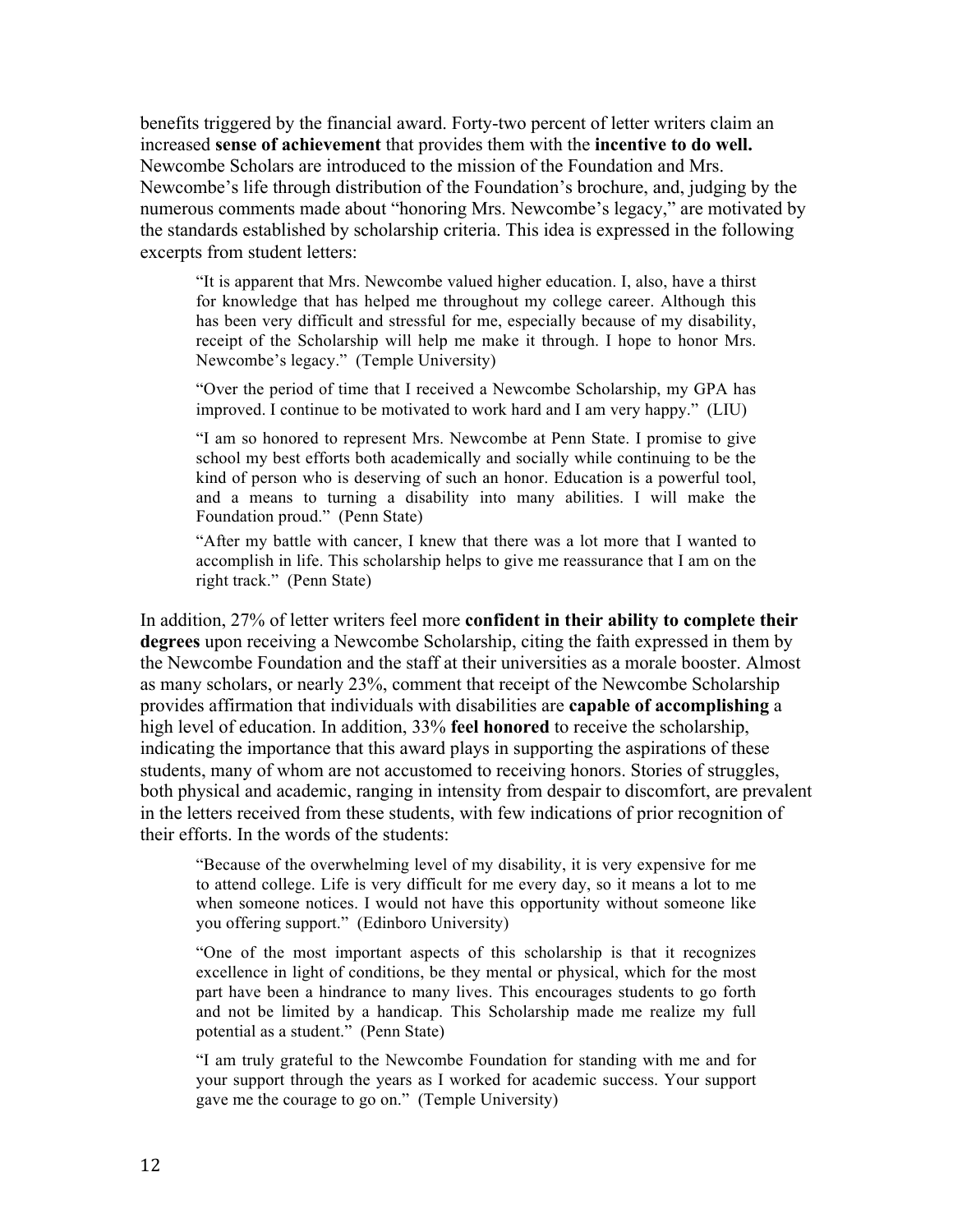benefits triggered by the financial award. Forty-two percent of letter writers claim an increased **sense of achievement** that provides them with the **incentive to do well.** Newcombe Scholars are introduced to the mission of the Foundation and Mrs. Newcombe's life through distribution of the Foundation's brochure, and, judging by the numerous comments made about "honoring Mrs. Newcombe's legacy," are motivated by the standards established by scholarship criteria. This idea is expressed in the following excerpts from student letters:

> "It is apparent that Mrs. Newcombe valued higher education. I, also, have a thirst for knowledge that has helped me throughout my college career. Although this has been very difficult and stressful for me, especially because of my disability, receipt of the Scholarship will help me make it through. I hope to honor Mrs. Newcombe's legacy." (Temple University)
>
> "Over the period of time that I received a Newcombe Scholarship, my GPA has improved. I continue to be motivated to work hard and I am very happy." (LIU)
>
> "I am so honored to represent Mrs. Newcombe at Penn State. I promise to give school my best efforts both academically and socially while continuing to be the kind of person who is deserving of such an honor. Education is a powerful tool, and a means to turning a disability into many abilities. I will make the Foundation proud." (Penn State)
>
> "After my battle with cancer, I knew that there was a lot more that I wanted to accomplish in life. This scholarship helps to give me reassurance that I am on the right track." (Penn State)

In addition, 27% of letter writers feel more **confident in their ability to complete their degrees** upon receiving a Newcombe Scholarship, citing the faith expressed in them by the Newcombe Foundation and the staff at their universities as a morale booster. Almost as many scholars, or nearly 23%, comment that receipt of the Newcombe Scholarship provides affirmation that individuals with disabilities are **capable of accomplishing** a high level of education. In addition, 33% **feel honored** to receive the scholarship, indicating the importance that this award plays in supporting the aspirations of these students, many of whom are not accustomed to receiving honors. Stories of struggles, both physical and academic, ranging in intensity from despair to discomfort, are prevalent in the letters received from these students, with few indications of prior recognition of their efforts. In the words of the students:

> "Because of the overwhelming level of my disability, it is very expensive for me to attend college. Life is very difficult for me every day, so it means a lot to me when someone notices. I would not have this opportunity without someone like you offering support." (Edinboro University)
>
> "One of the most important aspects of this scholarship is that it recognizes excellence in light of conditions, be they mental or physical, which for the most part have been a hindrance to many lives. This encourages students to go forth and not be limited by a handicap. This Scholarship made me realize my full potential as a student." (Penn State)
>
> "I am truly grateful to the Newcombe Foundation for standing with me and for your support through the years as I worked for academic success. Your support gave me the courage to go on." (Temple University)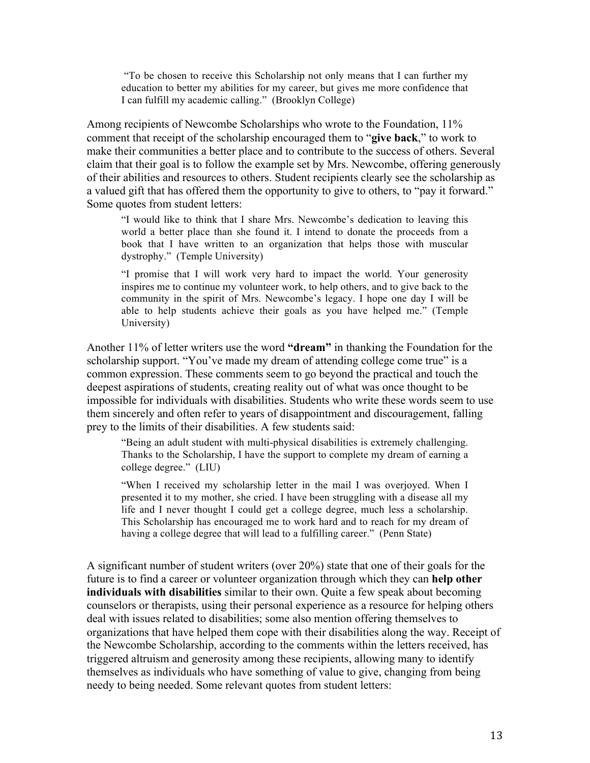> "To be chosen to receive this Scholarship not only means that I can further my education to better my abilities for my career, but gives me more confidence that I can fulfill my academic calling." (Brooklyn College)

Among recipients of Newcombe Scholarships who wrote to the Foundation, 11% comment that receipt of the scholarship encouraged them to "**give back**," to work to make their communities a better place and to contribute to the success of others. Several claim that their goal is to follow the example set by Mrs. Newcombe, offering generously of their abilities and resources to others. Student recipients clearly see the scholarship as a valued gift that has offered them the opportunity to give to others, to "pay it forward." Some quotes from student letters:

> "I would like to think that I share Mrs. Newcombe's dedication to leaving this world a better place than she found it. I intend to donate the proceeds from a book that I have written to an organization that helps those with muscular dystrophy." (Temple University)

> "I promise that I will work very hard to impact the world. Your generosity inspires me to continue my volunteer work, to help others, and to give back to the community in the spirit of Mrs. Newcombe's legacy. I hope one day I will be able to help students achieve their goals as you have helped me." (Temple University)

Another 11% of letter writers use the word **"dream"** in thanking the Foundation for the scholarship support. "You've made my dream of attending college come true" is a common expression. These comments seem to go beyond the practical and touch the deepest aspirations of students, creating reality out of what was once thought to be impossible for individuals with disabilities. Students who write these words seem to use them sincerely and often refer to years of disappointment and discouragement, falling prey to the limits of their disabilities. A few students said:

> "Being an adult student with multi-physical disabilities is extremely challenging. Thanks to the Scholarship, I have the support to complete my dream of earning a college degree." (LIU)

> "When I received my scholarship letter in the mail I was overjoyed. When I presented it to my mother, she cried. I have been struggling with a disease all my life and I never thought I could get a college degree, much less a scholarship. This Scholarship has encouraged me to work hard and to reach for my dream of having a college degree that will lead to a fulfilling career." (Penn State)

A significant number of student writers (over 20%) state that one of their goals for the future is to find a career or volunteer organization through which they can **help other individuals with disabilities** similar to their own. Quite a few speak about becoming counselors or therapists, using their personal experience as a resource for helping others deal with issues related to disabilities; some also mention offering themselves to organizations that have helped them cope with their disabilities along the way. Receipt of the Newcombe Scholarship, according to the comments within the letters received, has triggered altruism and generosity among these recipients, allowing many to identify themselves as individuals who have something of value to give, changing from being needy to being needed. Some relevant quotes from student letters: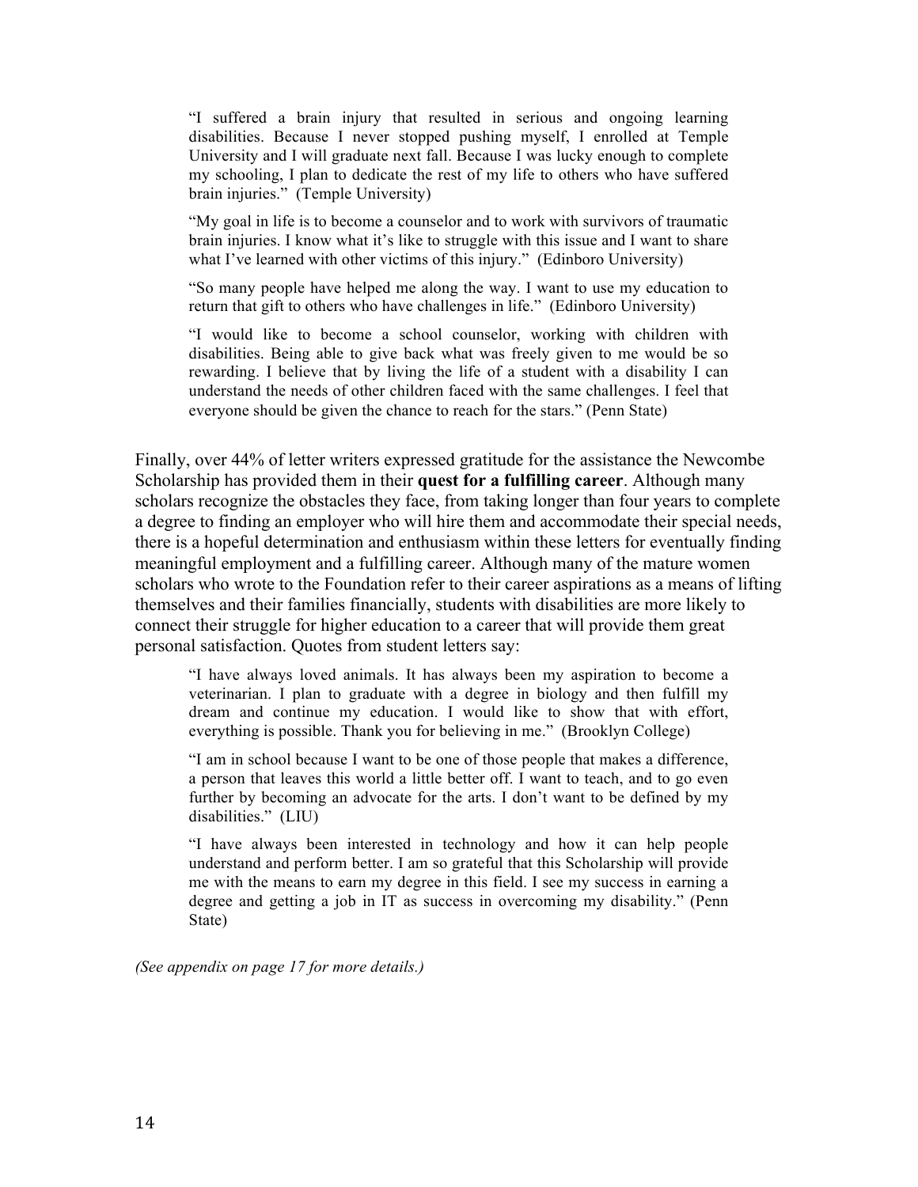> "I suffered a brain injury that resulted in serious and ongoing learning disabilities. Because I never stopped pushing myself, I enrolled at Temple University and I will graduate next fall. Because I was lucky enough to complete my schooling, I plan to dedicate the rest of my life to others who have suffered brain injuries." (Temple University)

> "My goal in life is to become a counselor and to work with survivors of traumatic brain injuries. I know what it's like to struggle with this issue and I want to share what I've learned with other victims of this injury." (Edinboro University)

> "So many people have helped me along the way. I want to use my education to return that gift to others who have challenges in life." (Edinboro University)

> "I would like to become a school counselor, working with children with disabilities. Being able to give back what was freely given to me would be so rewarding. I believe that by living the life of a student with a disability I can understand the needs of other children faced with the same challenges. I feel that everyone should be given the chance to reach for the stars." (Penn State)

Finally, over 44% of letter writers expressed gratitude for the assistance the Newcombe Scholarship has provided them in their **quest for a fulfilling career**. Although many scholars recognize the obstacles they face, from taking longer than four years to complete a degree to finding an employer who will hire them and accommodate their special needs, there is a hopeful determination and enthusiasm within these letters for eventually finding meaningful employment and a fulfilling career. Although many of the mature women scholars who wrote to the Foundation refer to their career aspirations as a means of lifting themselves and their families financially, students with disabilities are more likely to connect their struggle for higher education to a career that will provide them great personal satisfaction. Quotes from student letters say:

> "I have always loved animals. It has always been my aspiration to become a veterinarian. I plan to graduate with a degree in biology and then fulfill my dream and continue my education. I would like to show that with effort, everything is possible. Thank you for believing in me." (Brooklyn College)

> "I am in school because I want to be one of those people that makes a difference, a person that leaves this world a little better off. I want to teach, and to go even further by becoming an advocate for the arts. I don't want to be defined by my disabilities." (LIU)

> "I have always been interested in technology and how it can help people understand and perform better. I am so grateful that this Scholarship will provide me with the means to earn my degree in this field. I see my success in earning a degree and getting a job in IT as success in overcoming my disability." (Penn State)

*(See appendix on page 17 for more details.)*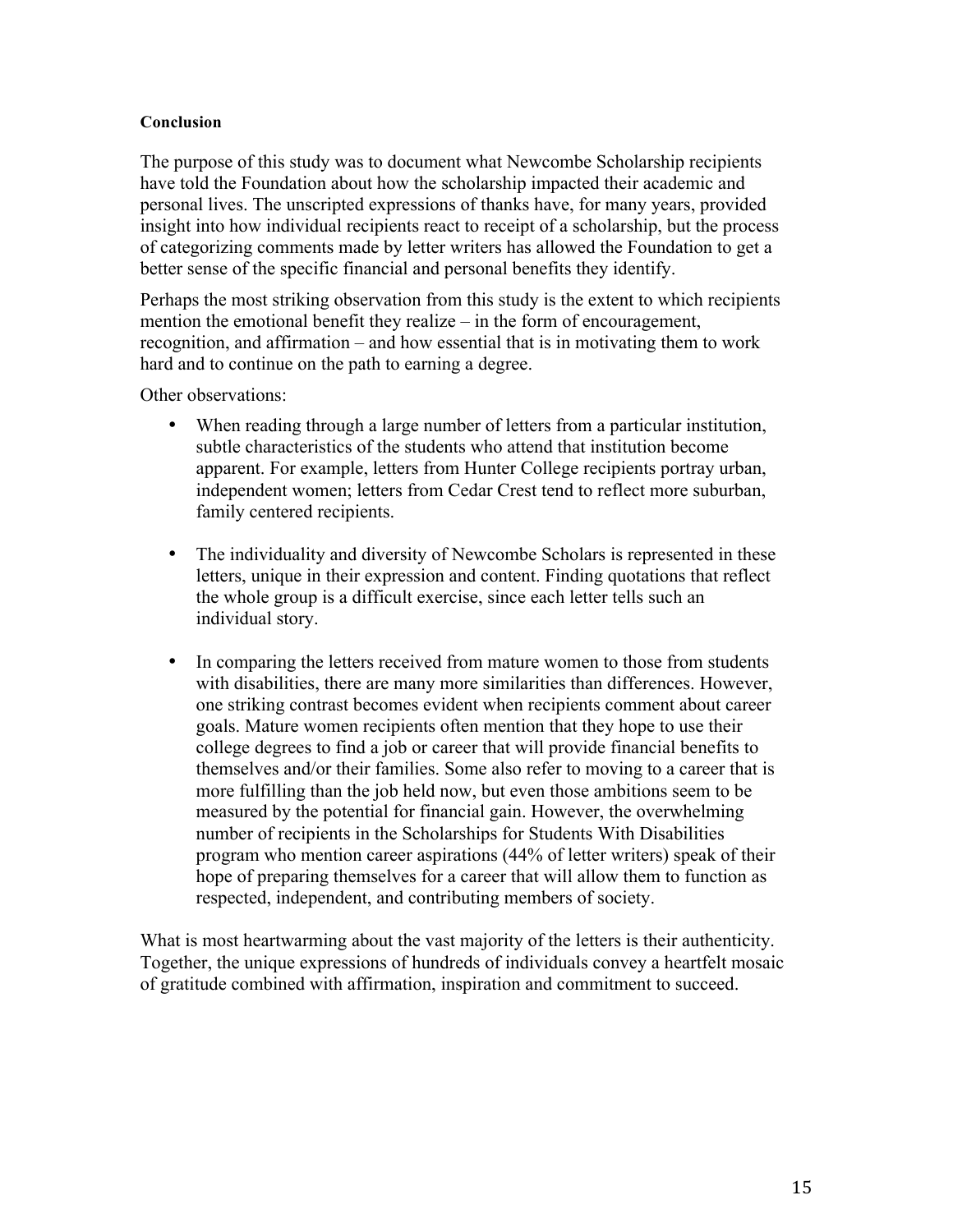**Conclusion**

The purpose of this study was to document what Newcombe Scholarship recipients have told the Foundation about how the scholarship impacted their academic and personal lives. The unscripted expressions of thanks have, for many years, provided insight into how individual recipients react to receipt of a scholarship, but the process of categorizing comments made by letter writers has allowed the Foundation to get a better sense of the specific financial and personal benefits they identify.

Perhaps the most striking observation from this study is the extent to which recipients mention the emotional benefit they realize – in the form of encouragement, recognition, and affirmation – and how essential that is in motivating them to work hard and to continue on the path to earning a degree.

Other observations:

- When reading through a large number of letters from a particular institution, subtle characteristics of the students who attend that institution become apparent. For example, letters from Hunter College recipients portray urban, independent women; letters from Cedar Crest tend to reflect more suburban, family centered recipients.
- The individuality and diversity of Newcombe Scholars is represented in these letters, unique in their expression and content. Finding quotations that reflect the whole group is a difficult exercise, since each letter tells such an individual story.
- In comparing the letters received from mature women to those from students with disabilities, there are many more similarities than differences. However, one striking contrast becomes evident when recipients comment about career goals. Mature women recipients often mention that they hope to use their college degrees to find a job or career that will provide financial benefits to themselves and/or their families. Some also refer to moving to a career that is more fulfilling than the job held now, but even those ambitions seem to be measured by the potential for financial gain. However, the overwhelming number of recipients in the Scholarships for Students With Disabilities program who mention career aspirations (44% of letter writers) speak of their hope of preparing themselves for a career that will allow them to function as respected, independent, and contributing members of society.

What is most heartwarming about the vast majority of the letters is their authenticity. Together, the unique expressions of hundreds of individuals convey a heartfelt mosaic of gratitude combined with affirmation, inspiration and commitment to succeed.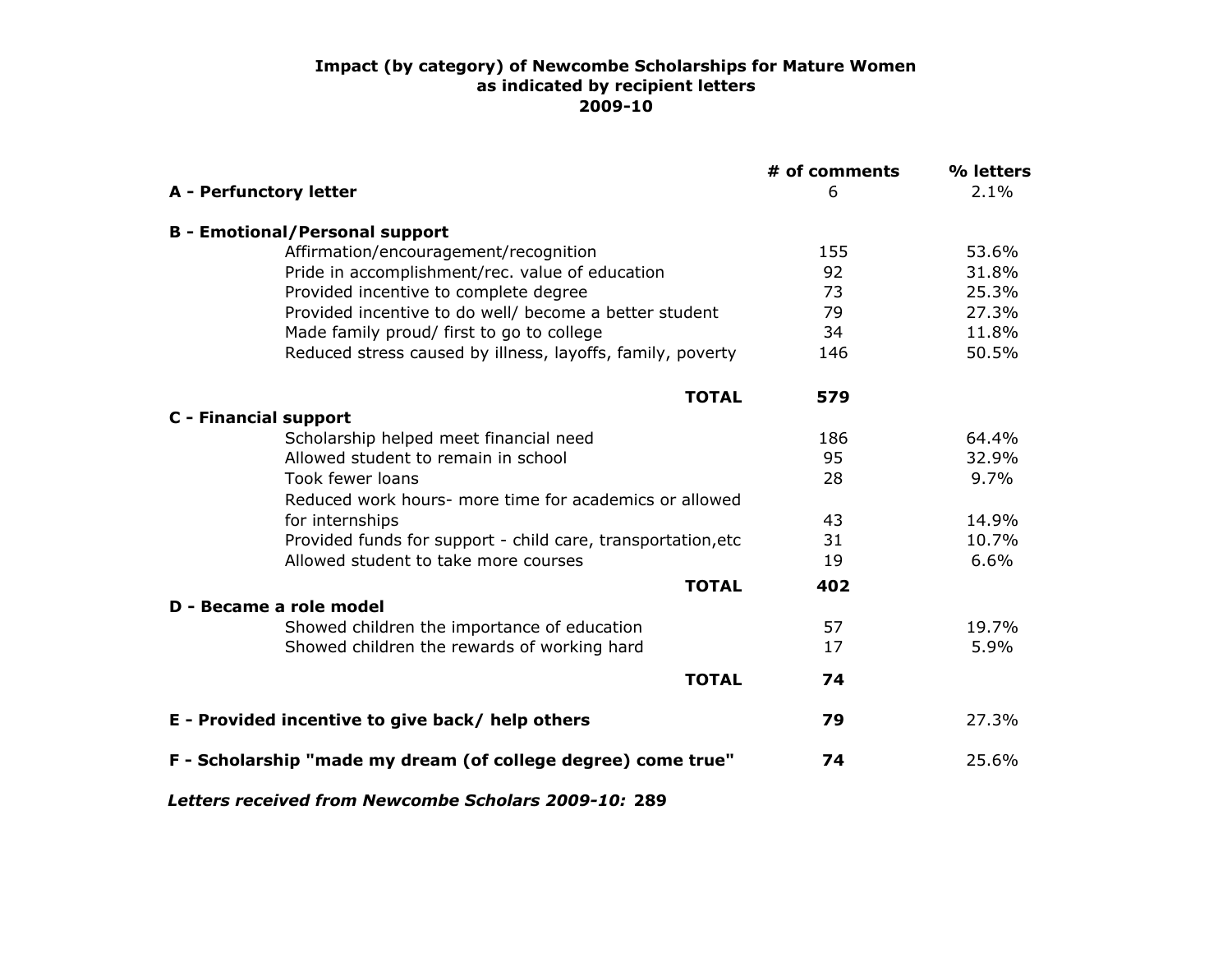**Impact (by category) of Newcombe Scholarships for Mature Women**
**as indicated by recipient letters**
**2009-10**

| | # of comments | % letters |
|---|---|---|
| **A - Perfunctory letter** | 6 | 2.1% |
| **B - Emotional/Personal support** | | |
| Affirmation/encouragement/recognition | 155 | 53.6% |
| Pride in accomplishment/rec. value of education | 92 | 31.8% |
| Provided incentive to complete degree | 73 | 25.3% |
| Provided incentive to do well/ become a better student | 79 | 27.3% |
| Made family proud/ first to go to college | 34 | 11.8% |
| Reduced stress caused by illness, layoffs, family, poverty | 146 | 50.5% |
| **TOTAL** | **579** | |
| **C - Financial support** | | |
| Scholarship helped meet financial need | 186 | 64.4% |
| Allowed student to remain in school | 95 | 32.9% |
| Took fewer loans | 28 | 9.7% |
| Reduced work hours- more time for academics or allowed for internships | 43 | 14.9% |
| Provided funds for support - child care, transportation,etc | 31 | 10.7% |
| Allowed student to take more courses | 19 | 6.6% |
| **TOTAL** | **402** | |
| **D - Became a role model** | | |
| Showed children the importance of education | 57 | 19.7% |
| Showed children the rewards of working hard | 17 | 5.9% |
| **TOTAL** | **74** | |
| **E - Provided incentive to give back/ help others** | **79** | 27.3% |
| **F - Scholarship "made my dream (of college degree) come true"** | **74** | 25.6% |

***Letters received from Newcombe Scholars 2009-10:*** **289**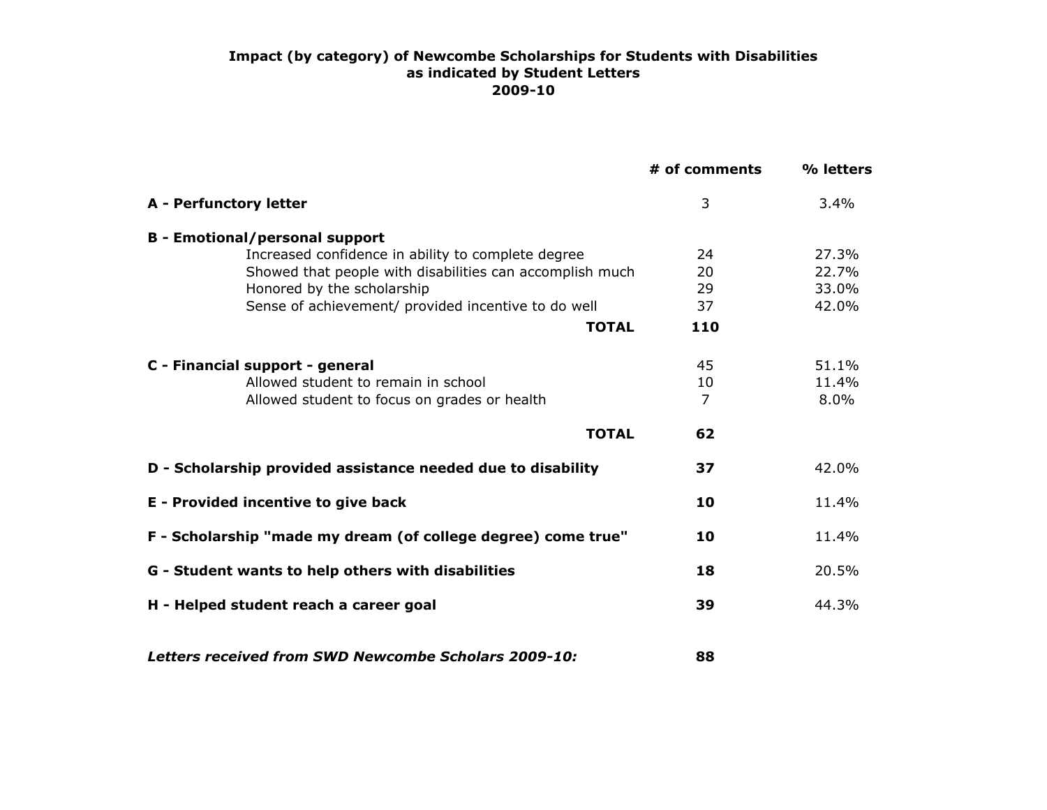**Impact (by category) of Newcombe Scholarships for Students with Disabilities**
**as indicated by Student Letters**
**2009-10**

| | # of comments | % letters |
|---|---|---|
| **A - Perfunctory letter** | 3 | 3.4% |
| **B - Emotional/personal support** | | |
| Increased confidence in ability to complete degree | 24 | 27.3% |
| Showed that people with disabilities can accomplish much | 20 | 22.7% |
| Honored by the scholarship | 29 | 33.0% |
| Sense of achievement/ provided incentive to do well | 37 | 42.0% |
| **TOTAL** | **110** | |
| **C - Financial support - general** | 45 | 51.1% |
| Allowed student to remain in school | 10 | 11.4% |
| Allowed student to focus on grades or health | 7 | 8.0% |
| **TOTAL** | **62** | |
| **D - Scholarship provided assistance needed due to disability** | **37** | 42.0% |
| **E - Provided incentive to give back** | **10** | 11.4% |
| **F - Scholarship "made my dream (of college degree) come true"** | **10** | 11.4% |
| **G - Student wants to help others with disabilities** | **18** | 20.5% |
| **H - Helped student reach a career goal** | **39** | 44.3% |
| ***Letters received from SWD Newcombe Scholars 2009-10:*** | **88** | |